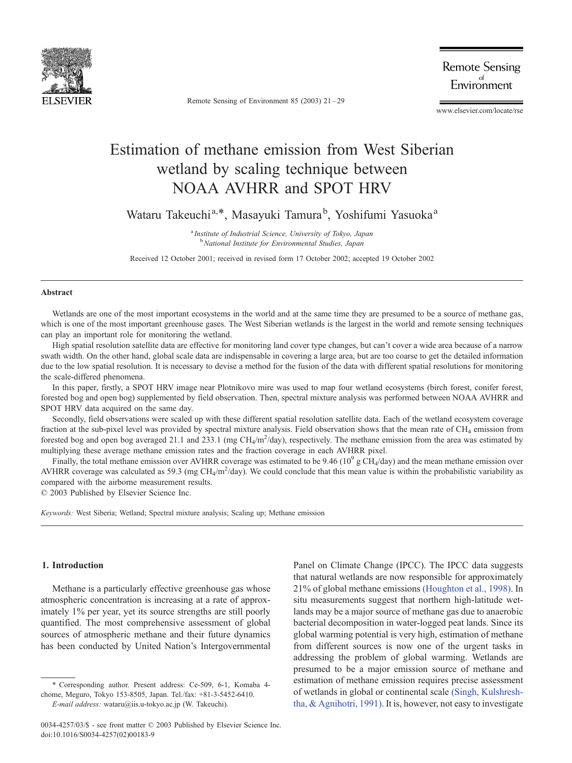# Estimation of methane emission from West Siberian wetland by scaling technique between NOAA AVHRR and SPOT HRV

Wataru Takeuchi[a,*], Masayuki Tamura[b], Yoshifumi Yasuoka[a]

[a] *Institute of Industrial Science, University of Tokyo, Japan*
[b] *National Institute for Environmental Studies, Japan*

Received 12 October 2001; received in revised form 17 October 2002; accepted 19 October 2002

---

### Abstract

Wetlands are one of the most important ecosystems in the world and at the same time they are presumed to be a source of methane gas, which is one of the most important greenhouse gases. The West Siberian wetlands is the largest in the world and remote sensing techniques can play an important role for monitoring the wetland.

High spatial resolution satellite data are effective for monitoring land cover type changes, but can't cover a wide area because of a narrow swath width. On the other hand, global scale data are indispensable in covering a large area, but are too coarse to get the detailed information due to the low spatial resolution. It is necessary to devise a method for the fusion of the data with different spatial resolutions for monitoring the scale-differed phenomena.

In this paper, firstly, a SPOT HRV image near Plotnikovo mire was used to map four wetland ecosystems (birch forest, conifer forest, forested bog and open bog) supplemented by field observation. Then, spectral mixture analysis was performed between NOAA AVHRR and SPOT HRV data acquired on the same day.

Secondly, field observations were scaled up with these different spatial resolution satellite data. Each of the wetland ecosystem coverage fraction at the sub-pixel level was provided by spectral mixture analysis. Field observation shows that the mean rate of $CH_4$ emission from forested bog and open bog averaged 21.1 and 233.1 (mg $CH_4$/m$^2$/day), respectively. The methane emission from the area was estimated by multiplying these average methane emission rates and the fraction coverage in each AVHRR pixel.

Finally, the total methane emission over AVHRR coverage was estimated to be 9.46 ($10^9$ g $CH_4$/day) and the mean methane emission over AVHRR coverage was calculated as 59.3 (mg $CH_4$/m$^2$/day). We could conclude that this mean value is within the probabilistic variability as compared with the airborne measurement results.

© 2003 Published by Elsevier Science Inc.

*Keywords:* West Siberia; Wetland; Spectral mixture analysis; Scaling up; Methane emission

---

## 1. Introduction

Methane is a particularly effective greenhouse gas whose atmospheric concentration is increasing at a rate of approximately 1% per year, yet its source strengths are still poorly quantified. The most comprehensive assessment of global sources of atmospheric methane and their future dynamics has been conducted by United Nation's Intergovernmental Panel on Climate Change (IPCC). The IPCC data suggests that natural wetlands are now responsible for approximately 21% of global methane emissions (Houghton et al., 1998). In situ measurements suggest that northern high-latitude wetlands may be a major source of methane gas due to anaerobic bacterial decomposition in water-logged peat lands. Since its global warming potential is very high, estimation of methane from different sources is now one of the urgent tasks in addressing the problem of global warming. Wetlands are presumed to be a major emission source of methane and estimation of methane emission requires precise assessment of wetlands in global or continental scale (Singh, Kulshreshtha, & Agnihotri, 1991). It is, however, not easy to investigate

\* Corresponding author. Present address: Ce-509, 6-1, Komaba 4-chome, Meguro, Tokyo 153-8505, Japan. Tel./fax: +81-3-5452-6410.

*E-mail address:* wataru@iis.u-tokyo.ac.jp (W. Takeuchi).

0034-4257/03/$ - see front matter © 2003 Published by Elsevier Science Inc.
doi:10.1016/S0034-4257(02)00183-9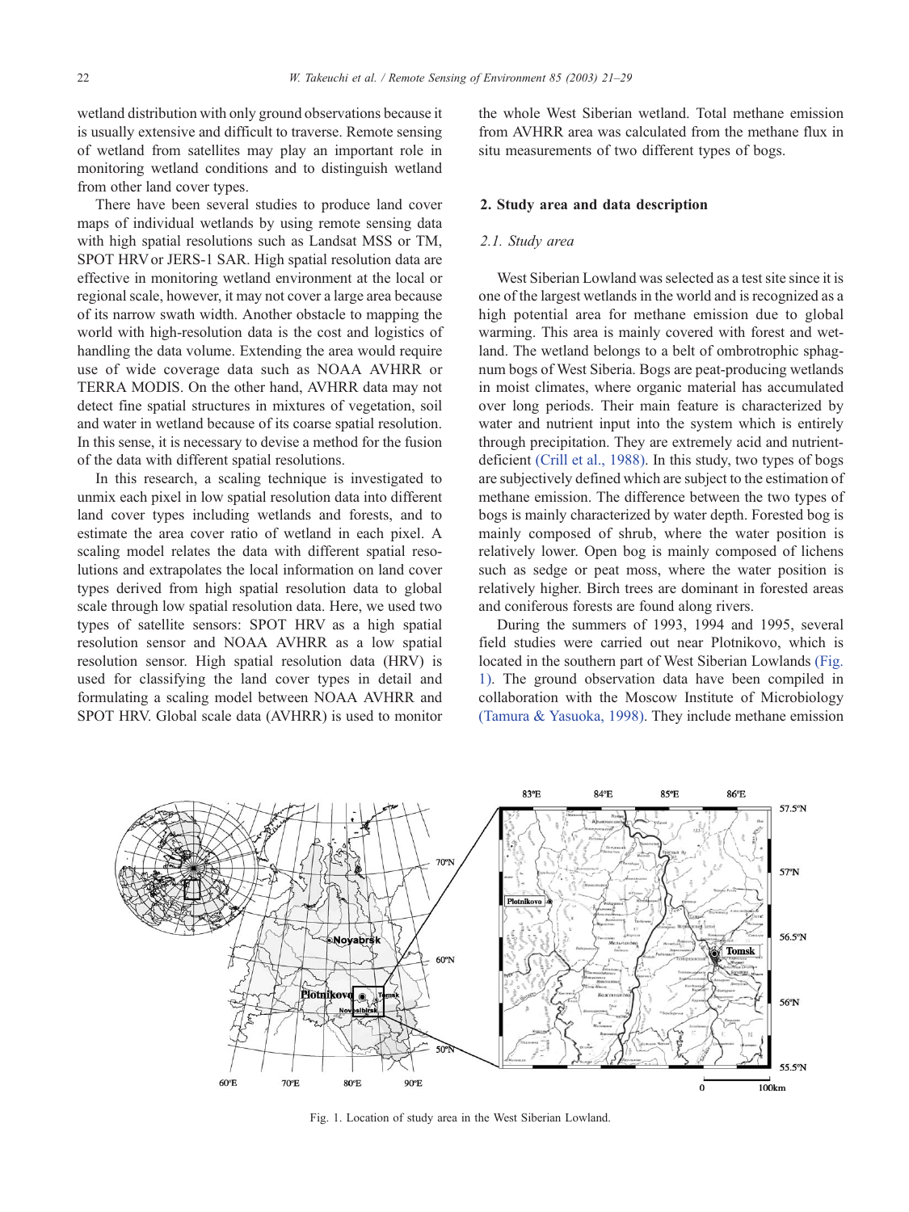wetland distribution with only ground observations because it is usually extensive and difficult to traverse. Remote sensing of wetland from satellites may play an important role in monitoring wetland conditions and to distinguish wetland from other land cover types.

There have been several studies to produce land cover maps of individual wetlands by using remote sensing data with high spatial resolutions such as Landsat MSS or TM, SPOT HRV or JERS-1 SAR. High spatial resolution data are effective in monitoring wetland environment at the local or regional scale, however, it may not cover a large area because of its narrow swath width. Another obstacle to mapping the world with high-resolution data is the cost and logistics of handling the data volume. Extending the area would require use of wide coverage data such as NOAA AVHRR or TERRA MODIS. On the other hand, AVHRR data may not detect fine spatial structures in mixtures of vegetation, soil and water in wetland because of its coarse spatial resolution. In this sense, it is necessary to devise a method for the fusion of the data with different spatial resolutions.

In this research, a scaling technique is investigated to unmix each pixel in low spatial resolution data into different land cover types including wetlands and forests, and to estimate the area cover ratio of wetland in each pixel. A scaling model relates the data with different spatial resolutions and extrapolates the local information on land cover types derived from high spatial resolution data to global scale through low spatial resolution data. Here, we used two types of satellite sensors: SPOT HRV as a high spatial resolution sensor and NOAA AVHRR as a low spatial resolution sensor. High spatial resolution data (HRV) is used for classifying the land cover types in detail and formulating a scaling model between NOAA AVHRR and SPOT HRV. Global scale data (AVHRR) is used to monitor the whole West Siberian wetland. Total methane emission from AVHRR area was calculated from the methane flux in situ measurements of two different types of bogs.

## 2. Study area and data description

### 2.1. Study area

West Siberian Lowland was selected as a test site since it is one of the largest wetlands in the world and is recognized as a high potential area for methane emission due to global warming. This area is mainly covered with forest and wetland. The wetland belongs to a belt of ombrotrophic sphagnum bogs of West Siberia. Bogs are peat-producing wetlands in moist climates, where organic material has accumulated over long periods. Their main feature is characterized by water and nutrient input into the system which is entirely through precipitation. They are extremely acid and nutrient-deficient (Crill et al., 1988). In this study, two types of bogs are subjectively defined which are subject to the estimation of methane emission. The difference between the two types of bogs is mainly characterized by water depth. Forested bog is mainly composed of shrub, where the water position is relatively lower. Open bog is mainly composed of lichens such as sedge or peat moss, where the water position is relatively higher. Birch trees are dominant in forested areas and coniferous forests are found along rivers.

During the summers of 1993, 1994 and 1995, several field studies were carried out near Plotnikovo, which is located in the southern part of West Siberian Lowlands (Fig. 1). The ground observation data have been compiled in collaboration with the Moscow Institute of Microbiology (Tamura & Yasuoka, 1998). They include methane emission

Fig. 1. Location of study area in the West Siberian Lowland.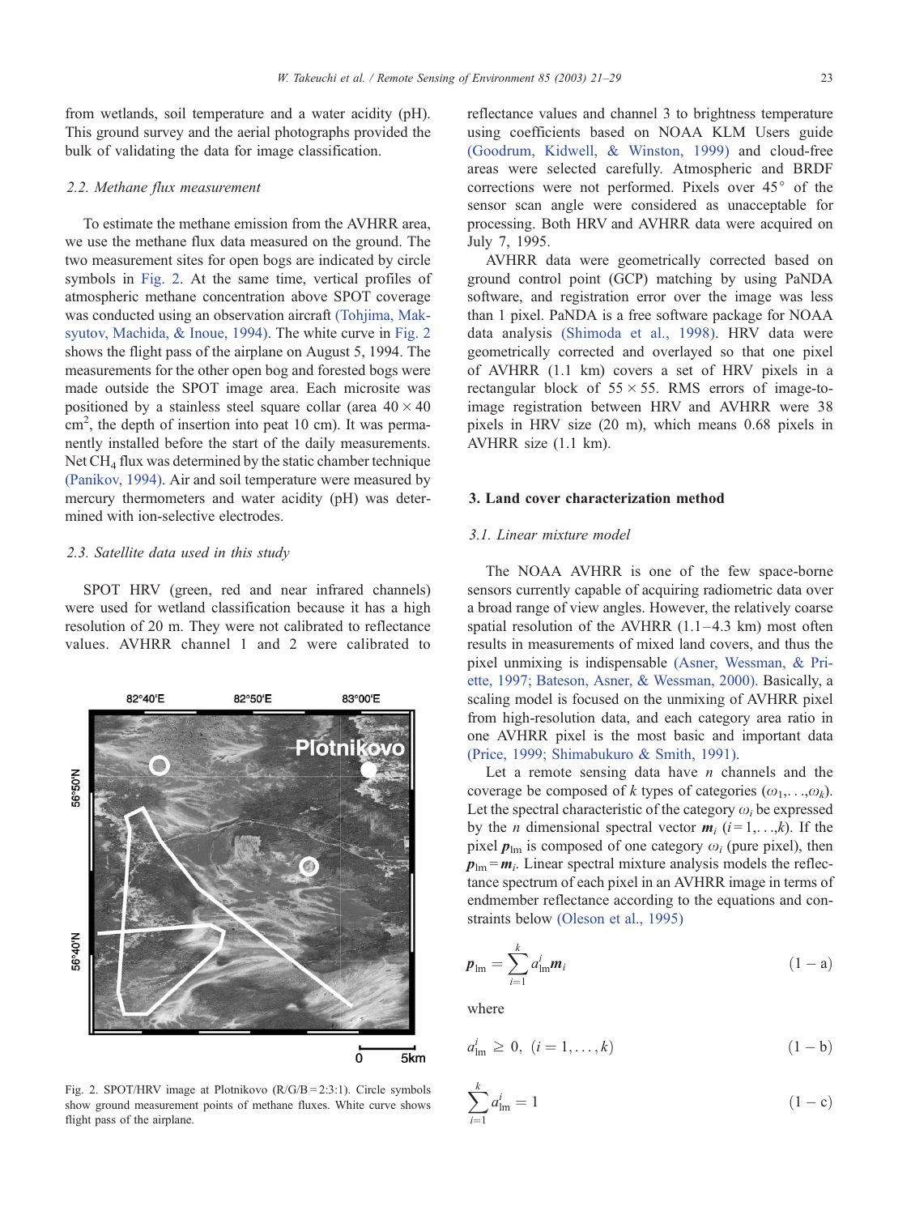from wetlands, soil temperature and a water acidity (pH). This ground survey and the aerial photographs provided the bulk of validating the data for image classification.

### 2.2. Methane flux measurement

To estimate the methane emission from the AVHRR area, we use the methane flux data measured on the ground. The two measurement sites for open bogs are indicated by circle symbols in Fig. 2. At the same time, vertical profiles of atmospheric methane concentration above SPOT coverage was conducted using an observation aircraft (Tohjima, Maksyutov, Machida, & Inoue, 1994). The white curve in Fig. 2 shows the flight pass of the airplane on August 5, 1994. The measurements for the other open bog and forested bogs were made outside the SPOT image area. Each microsite was positioned by a stainless steel square collar (area $40 \times 40$ cm$^2$, the depth of insertion into peat 10 cm). It was permanently installed before the start of the daily measurements. Net $CH_4$ flux was determined by the static chamber technique (Panikov, 1994). Air and soil temperature were measured by mercury thermometers and water acidity (pH) was determined with ion-selective electrodes.

### 2.3. Satellite data used in this study

SPOT HRV (green, red and near infrared channels) were used for wetland classification because it has a high resolution of 20 m. They were not calibrated to reflectance values. AVHRR channel 1 and 2 were calibrated to reflectance values and channel 3 to brightness temperature using coefficients based on NOAA KLM Users guide (Goodrum, Kidwell, & Winston, 1999) and cloud-free areas were selected carefully. Atmospheric and BRDF corrections were not performed. Pixels over 45° of the sensor scan angle were considered as unacceptable for processing. Both HRV and AVHRR data were acquired on July 7, 1995.

AVHRR data were geometrically corrected based on ground control point (GCP) matching by using PaNDA software, and registration error over the image was less than 1 pixel. PaNDA is a free software package for NOAA data analysis (Shimoda et al., 1998). HRV data were geometrically corrected and overlayed so that one pixel of AVHRR (1.1 km) covers a set of HRV pixels in a rectangular block of $55 \times 55$. RMS errors of image-to-image registration between HRV and AVHRR were 38 pixels in HRV size (20 m), which means 0.68 pixels in AVHRR size (1.1 km).

Fig. 2. SPOT/HRV image at Plotnikovo (R/G/B = 2:3:1). Circle symbols show ground measurement points of methane fluxes. White curve shows flight pass of the airplane.

## 3. Land cover characterization method

### 3.1. Linear mixture model

The NOAA AVHRR is one of the few space-borne sensors currently capable of acquiring radiometric data over a broad range of view angles. However, the relatively coarse spatial resolution of the AVHRR (1.1–4.3 km) most often results in measurements of mixed land covers, and thus the pixel unmixing is indispensable (Asner, Wessman, & Priette, 1997; Bateson, Asner, & Wessman, 2000). Basically, a scaling model is focused on the unmixing of AVHRR pixel from high-resolution data, and each category area ratio in one AVHRR pixel is the most basic and important data (Price, 1999; Shimabukuro & Smith, 1991).

Let a remote sensing data have $n$ channels and the coverage be composed of $k$ types of categories ($\omega_1,\ldots,\omega_k$). Let the spectral characteristic of the category $\omega_i$ be expressed by the $n$ dimensional spectral vector $\boldsymbol{m}_i$ ($i = 1,\ldots,k$). If the pixel $\boldsymbol{p}_{\mathrm{lm}}$ is composed of one category $\omega_i$ (pure pixel), then $\boldsymbol{p}_{\mathrm{lm}} = \boldsymbol{m}_i$. Linear spectral mixture analysis models the reflectance spectrum of each pixel in an AVHRR image in terms of endmember reflectance according to the equations and constraints below (Oleson et al., 1995)

$$\boldsymbol{p}_{\mathrm{lm}} = \sum_{i=1}^{k} a_{\mathrm{lm}}^{i} \boldsymbol{m}_i \qquad (1-\mathrm{a})$$

where

$$a_{\mathrm{lm}}^{i} \geq 0, \ (i = 1,\ldots,k) \qquad (1-\mathrm{b})$$

$$\sum_{i=1}^{k} a_{\mathrm{lm}}^{i} = 1 \qquad (1-\mathrm{c})$$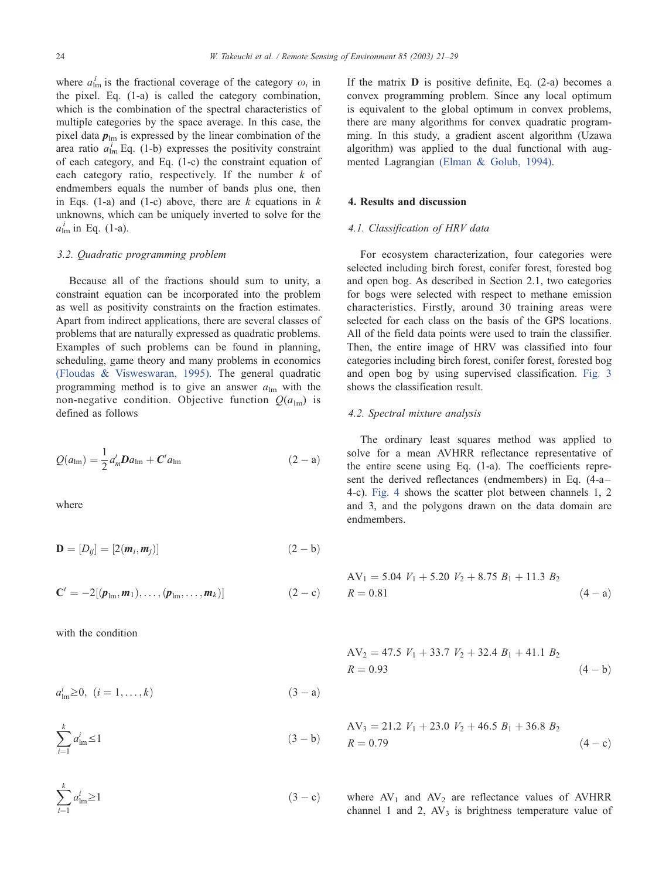where $a_{\rm lm}^i$ is the fractional coverage of the category $\omega_i$ in the pixel. Eq. (1-a) is called the category combination, which is the combination of the spectral characteristics of multiple categories by the space average. In this case, the pixel data $\boldsymbol{p}_{\rm lm}$ is expressed by the linear combination of the area ratio $a_{\rm lm}^i$ Eq. (1-b) expresses the positivity constraint of each category, and Eq. (1-c) the constraint equation of each category ratio, respectively. If the number $k$ of endmembers equals the number of bands plus one, then in Eqs. (1-a) and (1-c) above, there are $k$ equations in $k$ unknowns, which can be uniquely inverted to solve for the $a_{\rm lm}^i$ in Eq. (1-a).

### *3.2. Quadratic programming problem*

Because all of the fractions should sum to unity, a constraint equation can be incorporated into the problem as well as positivity constraints on the fraction estimates. Apart from indirect applications, there are several classes of problems that are naturally expressed as quadratic problems. Examples of such problems can be found in planning, scheduling, game theory and many problems in economics (Floudas & Visweswaran, 1995). The general quadratic programming method is to give an answer $a_{\rm lm}$ with the non-negative condition. Objective function $Q(a_{\rm lm})$ is defined as follows

$$Q(a_{\rm lm}) = \frac{1}{2} a_m^t \boldsymbol{D} a_{\rm lm} + \boldsymbol{C}^t a_{\rm lm} \qquad (2-\text{a})$$

where

$$\mathbf{D} = [D_{ij}] = [2(\boldsymbol{m}_i, \boldsymbol{m}_j)] \qquad (2-\text{b})$$

$$\mathbf{C}^t = -2[(\boldsymbol{p}_{\rm lm}, \boldsymbol{m}_1), \ldots, (\boldsymbol{p}_{\rm lm}, \ldots, \boldsymbol{m}_k)] \qquad (2-\text{c})$$

with the condition

$$a_{\rm lm}^i \geq 0, \ (i = 1, \ldots, k) \qquad (3-\text{a})$$

$$\sum_{i=1}^{k} a_{\rm lm}^i \leq 1 \qquad (3-\text{b})$$

$$\sum_{i=1}^{k} a_{\rm lm}^i \geq 1 \qquad (3-\text{c})$$

If the matrix $\mathbf{D}$ is positive definite, Eq. (2-a) becomes a convex programming problem. Since any local optimum is equivalent to the global optimum in convex problems, there are many algorithms for convex quadratic programming. In this study, a gradient ascent algorithm (Uzawa algorithm) was applied to the dual functional with augmented Lagrangian (Elman & Golub, 1994).

## 4. Results and discussion

### *4.1. Classification of HRV data*

For ecosystem characterization, four categories were selected including birch forest, conifer forest, forested bog and open bog. As described in Section 2.1, two categories for bogs were selected with respect to methane emission characteristics. Firstly, around 30 training areas were selected for each class on the basis of the GPS locations. All of the field data points were used to train the classifier. Then, the entire image of HRV was classified into four categories including birch forest, conifer forest, forested bog and open bog by using supervised classification. Fig. 3 shows the classification result.

### *4.2. Spectral mixture analysis*

The ordinary least squares method was applied to solve for a mean AVHRR reflectance representative of the entire scene using Eq. (1-a). The coefficients represent the derived reflectances (endmembers) in Eq. (4-a–4-c). Fig. 4 shows the scatter plot between channels 1, 2 and 3, and the polygons drawn on the data domain are endmembers.

$$\text{AV}_1 = 5.04\ V_1 + 5.20\ V_2 + 8.75\ B_1 + 11.3\ B_2$$
$$R = 0.81 \qquad (4-\text{a})$$

$$\text{AV}_2 = 47.5\ V_1 + 33.7\ V_2 + 32.4\ B_1 + 41.1\ B_2$$
$$R = 0.93 \qquad (4-\text{b})$$

$$\text{AV}_3 = 21.2\ V_1 + 23.0\ V_2 + 46.5\ B_1 + 36.8\ B_2$$
$$R = 0.79 \qquad (4-\text{c})$$

where $\text{AV}_1$ and $\text{AV}_2$ are reflectance values of AVHRR channel 1 and 2, $\text{AV}_3$ is brightness temperature value of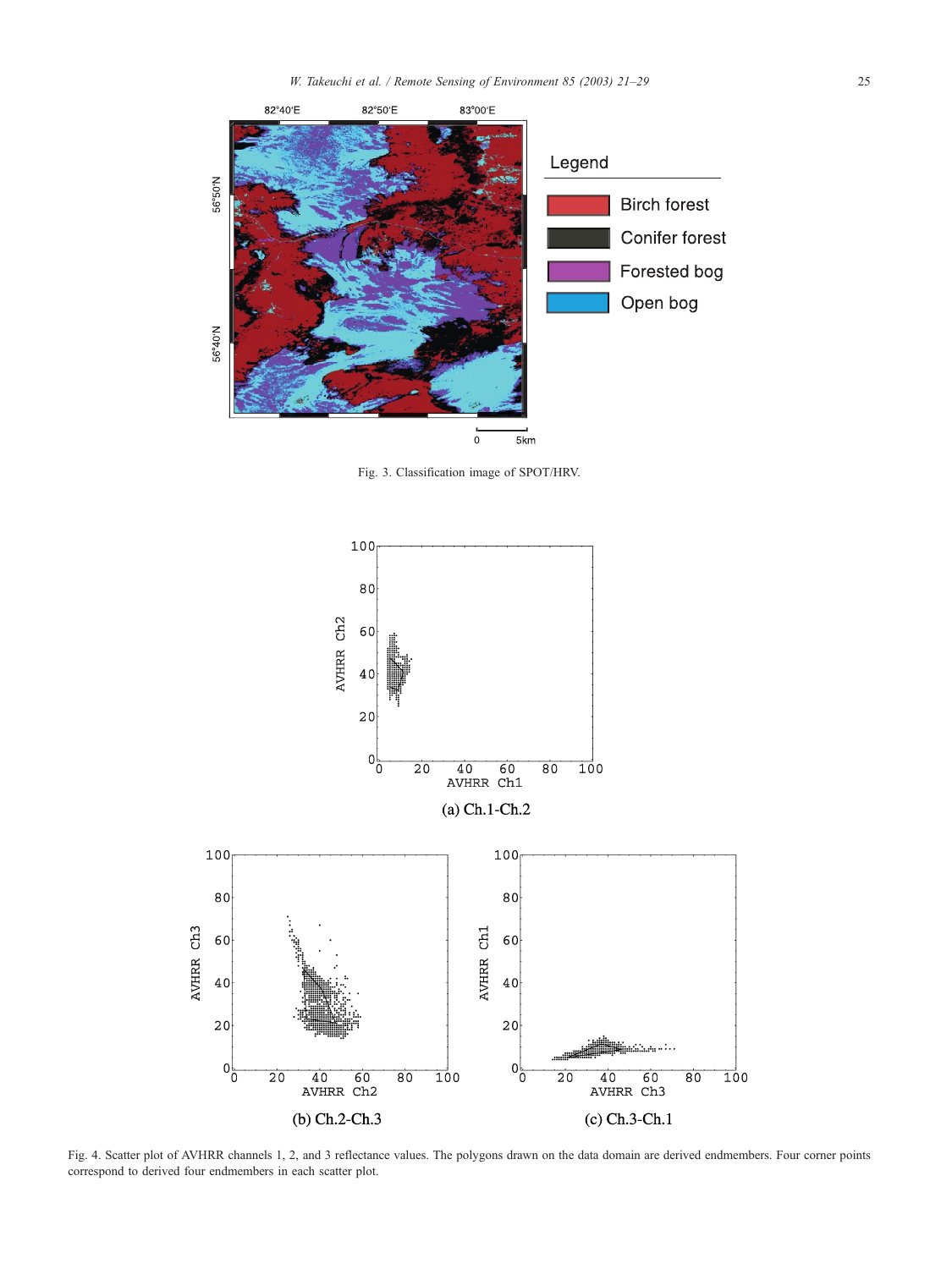Fig. 3. Classification image of SPOT/HRV.

Fig. 4. Scatter plot of AVHRR channels 1, 2, and 3 reflectance values. The polygons drawn on the data domain are derived endmembers. Four corner points correspond to derived four endmembers in each scatter plot.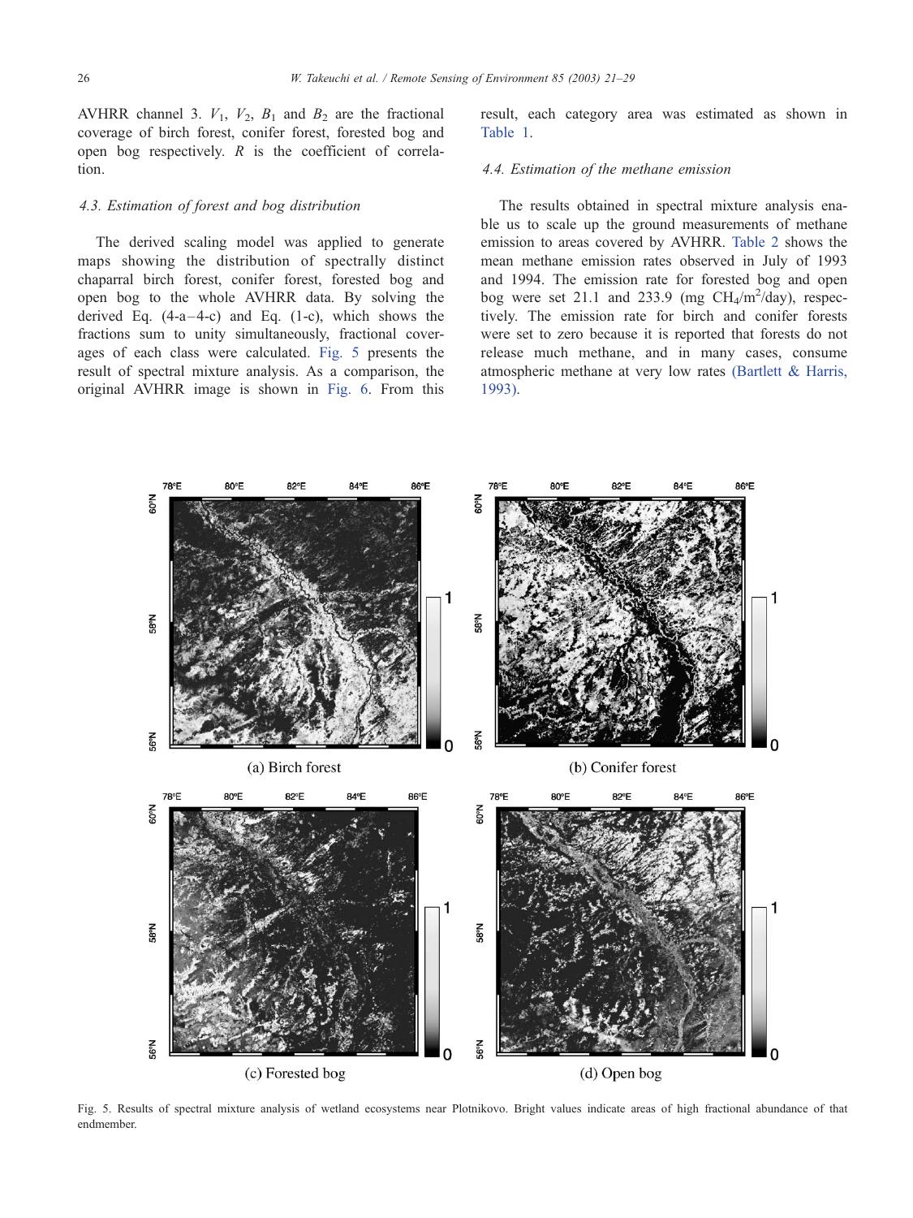AVHRR channel 3. $V_1$, $V_2$, $B_1$ and $B_2$ are the fractional coverage of birch forest, conifer forest, forested bog and open bog respectively. $R$ is the coefficient of correlation.

### 4.3. Estimation of forest and bog distribution

The derived scaling model was applied to generate maps showing the distribution of spectrally distinct chaparral birch forest, conifer forest, forested bog and open bog to the whole AVHRR data. By solving the derived Eq. (4-a–4-c) and Eq. (1-c), which shows the fractions sum to unity simultaneously, fractional coverages of each class were calculated. Fig. 5 presents the result of spectral mixture analysis. As a comparison, the original AVHRR image is shown in Fig. 6. From this result, each category area was estimated as shown in Table 1.

### 4.4. Estimation of the methane emission

The results obtained in spectral mixture analysis enable us to scale up the ground measurements of methane emission to areas covered by AVHRR. Table 2 shows the mean methane emission rates observed in July of 1993 and 1994. The emission rate for forested bog and open bog were set 21.1 and 233.9 (mg $CH_4$/m$^2$/day), respectively. The emission rate for birch and conifer forests were set to zero because it is reported that forests do not release much methane, and in many cases, consume atmospheric methane at very low rates (Bartlett & Harris, 1993).

(a) Birch forest

(b) Conifer forest

(c) Forested bog

(d) Open bog

Fig. 5. Results of spectral mixture analysis of wetland ecosystems near Plotnikovo. Bright values indicate areas of high fractional abundance of that endmember.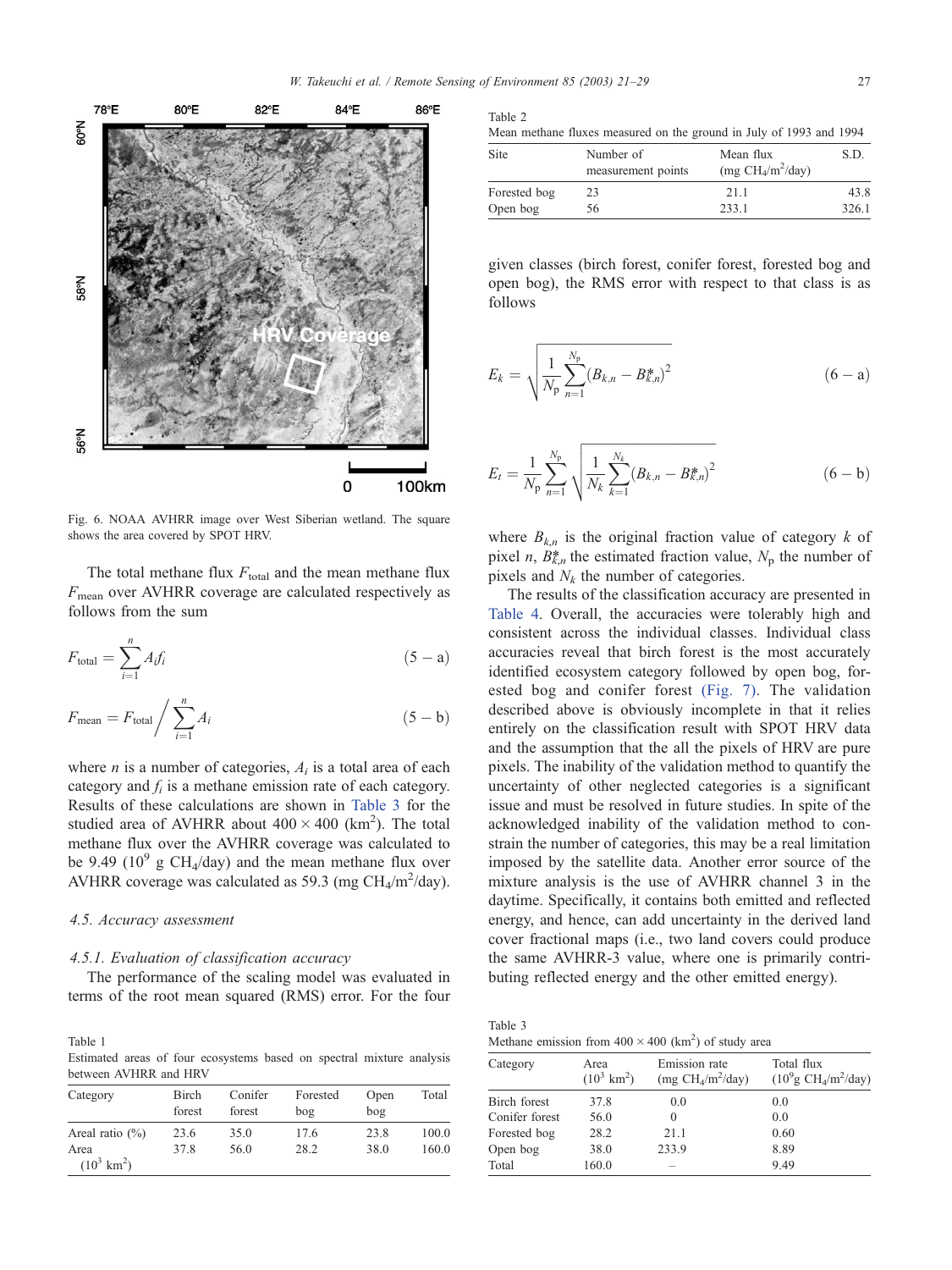Fig. 6. NOAA AVHRR image over West Siberian wetland. The square shows the area covered by SPOT HRV.

The total methane flux $F_{\text{total}}$ and the mean methane flux $F_{\text{mean}}$ over AVHRR coverage are calculated respectively as follows from the sum

$$F_{\text{total}} = \sum_{i=1}^{n} A_i f_i \tag{5 – a}$$

$$F_{\text{mean}} = F_{\text{total}} \Big/ \sum_{i=1}^{n} A_i \tag{5 – b}$$

where $n$ is a number of categories, $A_i$ is a total area of each category and $f_i$ is a methane emission rate of each category. Results of these calculations are shown in Table 3 for the studied area of AVHRR about $400 \times 400$ (km$^2$). The total methane flux over the AVHRR coverage was calculated to be 9.49 ($10^9$ g $CH_4$/day) and the mean methane flux over AVHRR coverage was calculated as 59.3 (mg $CH_4/m^2$/day).

### 4.5. Accuracy assessment

#### 4.5.1. Evaluation of classification accuracy

The performance of the scaling model was evaluated in terms of the root mean squared (RMS) error. For the four given classes (birch forest, conifer forest, forested bog and open bog), the RMS error with respect to that class is as follows

$$E_k = \sqrt{\frac{1}{N_p} \sum_{n=1}^{N_p} (B_{k,n} - B^*_{k,n})^2} \tag{6 – a}$$

$$E_t = \frac{1}{N_p} \sum_{n=1}^{N_p} \sqrt{\frac{1}{N_k} \sum_{k=1}^{N_k} (B_{k,n} - B^*_{k,n})^2} \tag{6 – b}$$

where $B_{k,n}$ is the original fraction value of category $k$ of pixel $n$, $B^*_{k,n}$ the estimated fraction value, $N_p$ the number of pixels and $N_k$ the number of categories.

The results of the classification accuracy are presented in Table 4. Overall, the accuracies were tolerably high and consistent across the individual classes. Individual class accuracies reveal that birch forest is the most accurately identified ecosystem category followed by open bog, forested bog and conifer forest (Fig. 7). The validation described above is obviously incomplete in that it relies entirely on the classification result with SPOT HRV data and the assumption that the all the pixels of HRV are pure pixels. The inability of the validation method to quantify the uncertainty of other neglected categories is a significant issue and must be resolved in future studies. In spite of the acknowledged inability of the validation method to constrain the number of categories, this may be a real limitation imposed by the satellite data. Another error source of the mixture analysis is the use of AVHRR channel 3 in the daytime. Specifically, it contains both emitted and reflected energy, and hence, can add uncertainty in the derived land cover fractional maps (i.e., two land covers could produce the same AVHRR-3 value, where one is primarily contributing reflected energy and the other emitted energy).

Table 1
Estimated areas of four ecosystems based on spectral mixture analysis between AVHRR and HRV

| Category | Birch forest | Conifer forest | Forested bog | Open bog | Total |
|---|---|---|---|---|---|
| Areal ratio (%) | 23.6 | 35.0 | 17.6 | 23.8 | 100.0 |
| Area ($10^3$ km$^2$) | 37.8 | 56.0 | 28.2 | 38.0 | 160.0 |

Table 2
Mean methane fluxes measured on the ground in July of 1993 and 1994

| Site | Number of measurement points | Mean flux (mg $CH_4/m^2$/day) | S.D. |
|---|---|---|---|
| Forested bog | 23 | 21.1 | 43.8 |
| Open bog | 56 | 233.1 | 326.1 |

Table 3
Methane emission from $400 \times 400$ (km$^2$) of study area

| Category | Area ($10^3$ km$^2$) | Emission rate (mg $CH_4/m^2$/day) | Total flux ($10^9$g $CH_4/m^2$/day) |
|---|---|---|---|
| Birch forest | 37.8 | 0.0 | 0.0 |
| Conifer forest | 56.0 | 0 | 0.0 |
| Forested bog | 28.2 | 21.1 | 0.60 |
| Open bog | 38.0 | 233.9 | 8.89 |
| Total | 160.0 | – | 9.49 |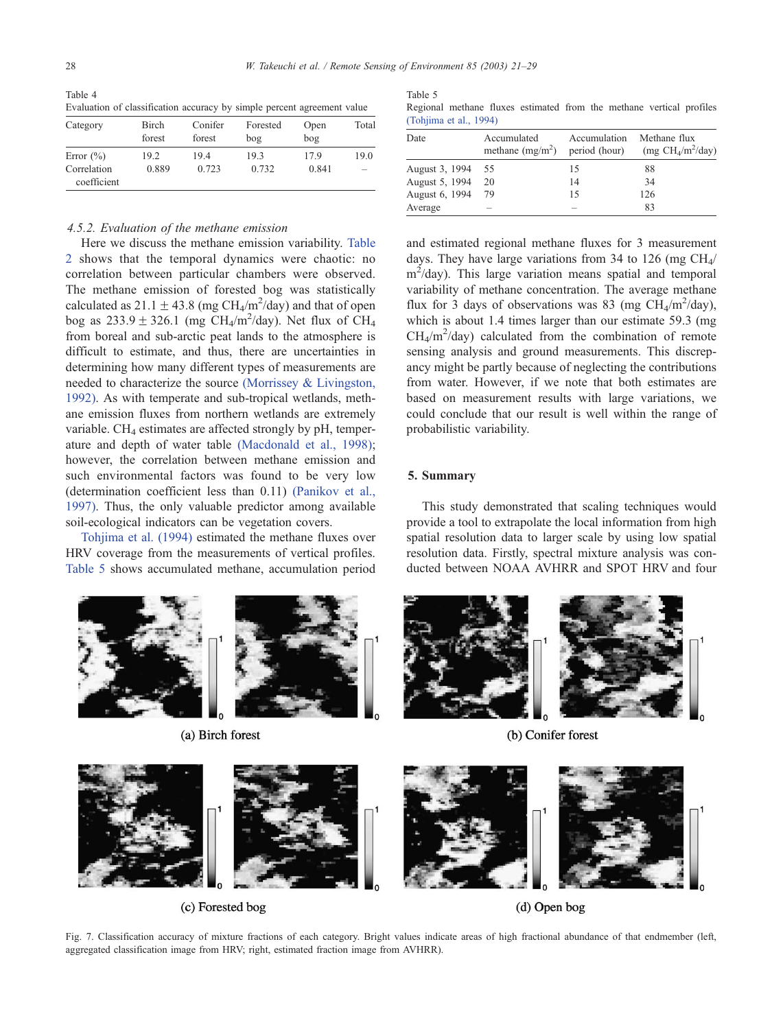Table 4
Evaluation of classification accuracy by simple percent agreement value

| Category | Birch forest | Conifer forest | Forested bog | Open bog | Total |
|---|---|---|---|---|---|
| Error (%) | 19.2 | 19.4 | 19.3 | 17.9 | 19.0 |
| Correlation coefficient | 0.889 | 0.723 | 0.732 | 0.841 | – |

#### 4.5.2. Evaluation of the methane emission

Here we discuss the methane emission variability. Table 2 shows that the temporal dynamics were chaotic: no correlation between particular chambers were observed. The methane emission of forested bog was statistically calculated as $21.1 \pm 43.8$ (mg $CH_4$/m$^2$/day) and that of open bog as $233.9 \pm 326.1$ (mg $CH_4$/m$^2$/day). Net flux of $CH_4$ from boreal and sub-arctic peat lands to the atmosphere is difficult to estimate, and thus, there are uncertainties in determining how many different types of measurements are needed to characterize the source (Morrissey & Livingston, 1992). As with temperate and sub-tropical wetlands, methane emission fluxes from northern wetlands are extremely variable. $CH_4$ estimates are affected strongly by pH, temperature and depth of water table (Macdonald et al., 1998); however, the correlation between methane emission and such environmental factors was found to be very low (determination coefficient less than 0.11) (Panikov et al., 1997). Thus, the only valuable predictor among available soil-ecological indicators can be vegetation covers.

Tohjima et al. (1994) estimated the methane fluxes over HRV coverage from the measurements of vertical profiles. Table 5 shows accumulated methane, accumulation period and estimated regional methane fluxes for 3 measurement days. They have large variations from 34 to 126 (mg $CH_4$/m$^2$/day). This large variation means spatial and temporal variability of methane concentration. The average methane flux for 3 days of observations was 83 (mg $CH_4$/m$^2$/day), which is about 1.4 times larger than our estimate 59.3 (mg $CH_4$/m$^2$/day) calculated from the combination of remote sensing analysis and ground measurements. This discrepancy might be partly because of neglecting the contributions from water. However, if we note that both estimates are based on measurement results with large variations, we could conclude that our result is well within the range of probabilistic variability.

Table 5
Regional methane fluxes estimated from the methane vertical profiles (Tohjima et al., 1994)

| Date | Accumulated methane (mg/m$^2$) | Accumulation period (hour) | Methane flux (mg $CH_4$/m$^2$/day) |
|---|---|---|---|
| August 3, 1994 | 55 | 15 | 88 |
| August 5, 1994 | 20 | 14 | 34 |
| August 6, 1994 | 79 | 15 | 126 |
| Average | – | – | 83 |

## 5. Summary

This study demonstrated that scaling techniques would provide a tool to extrapolate the local information from high spatial resolution data to larger scale by using low spatial resolution data. Firstly, spectral mixture analysis was conducted between NOAA AVHRR and SPOT HRV and four

(a) Birch forest (b) Conifer forest (c) Forested bog (d) Open bog

Fig. 7. Classification accuracy of mixture fractions of each category. Bright values indicate areas of high fractional abundance of that endmember (left, aggregated classification image from HRV; right, estimated fraction image from AVHRR).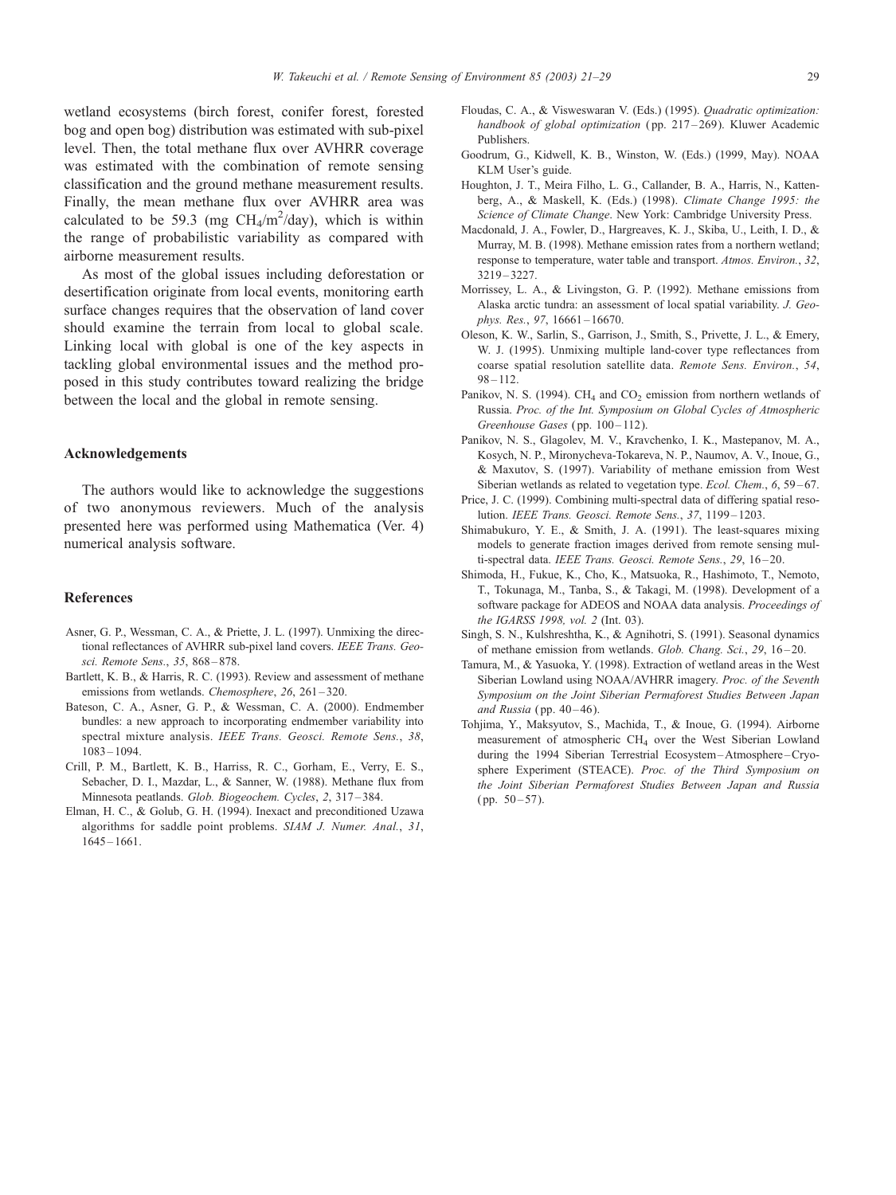wetland ecosystems (birch forest, conifer forest, forested bog and open bog) distribution was estimated with sub-pixel level. Then, the total methane flux over AVHRR coverage was estimated with the combination of remote sensing classification and the ground methane measurement results. Finally, the mean methane flux over AVHRR area was calculated to be 59.3 (mg $CH_4/m^2$/day), which is within the range of probabilistic variability as compared with airborne measurement results.

As most of the global issues including deforestation or desertification originate from local events, monitoring earth surface changes requires that the observation of land cover should examine the terrain from local to global scale. Linking local with global is one of the key aspects in tackling global environmental issues and the method proposed in this study contributes toward realizing the bridge between the local and the global in remote sensing.

## Acknowledgements

The authors would like to acknowledge the suggestions of two anonymous reviewers. Much of the analysis presented here was performed using Mathematica (Ver. 4) numerical analysis software.

## References

Asner, G. P., Wessman, C. A., & Priette, J. L. (1997). Unmixing the directional reflectances of AVHRR sub-pixel land covers. *IEEE Trans. Geosci. Remote Sens.*, *35*, 868–878.

Bartlett, K. B., & Harris, R. C. (1993). Review and assessment of methane emissions from wetlands. *Chemosphere*, *26*, 261–320.

Bateson, C. A., Asner, G. P., & Wessman, C. A. (2000). Endmember bundles: a new approach to incorporating endmember variability into spectral mixture analysis. *IEEE Trans. Geosci. Remote Sens.*, *38*, 1083–1094.

Crill, P. M., Bartlett, K. B., Harriss, R. C., Gorham, E., Verry, E. S., Sebacher, D. I., Mazdar, L., & Sanner, W. (1988). Methane flux from Minnesota peatlands. *Glob. Biogeochem. Cycles*, *2*, 317–384.

Elman, H. C., & Golub, G. H. (1994). Inexact and preconditioned Uzawa algorithms for saddle point problems. *SIAM J. Numer. Anal.*, *31*, 1645–1661.

Floudas, C. A., & Visweswaran V. (Eds.) (1995). *Quadratic optimization: handbook of global optimization* (pp. 217–269). Kluwer Academic Publishers.

Goodrum, G., Kidwell, K. B., Winston, W. (Eds.) (1999, May). NOAA KLM User's guide.

Houghton, J. T., Meira Filho, L. G., Callander, B. A., Harris, N., Kattenberg, A., & Maskell, K. (Eds.) (1998). *Climate Change 1995: the Science of Climate Change*. New York: Cambridge University Press.

Macdonald, J. A., Fowler, D., Hargreaves, K. J., Skiba, U., Leith, I. D., & Murray, M. B. (1998). Methane emission rates from a northern wetland; response to temperature, water table and transport. *Atmos. Environ.*, *32*, 3219–3227.

Morrissey, L. A., & Livingston, G. P. (1992). Methane emissions from Alaska arctic tundra: an assessment of local spatial variability. *J. Geophys. Res.*, *97*, 16661–16670.

Oleson, K. W., Sarlin, S., Garrison, J., Smith, S., Privette, J. L., & Emery, W. J. (1995). Unmixing multiple land-cover type reflectances from coarse spatial resolution satellite data. *Remote Sens. Environ.*, *54*, 98–112.

Panikov, N. S. (1994). $CH_4$ and $CO_2$ emission from northern wetlands of Russia. *Proc. of the Int. Symposium on Global Cycles of Atmospheric Greenhouse Gases* (pp. 100–112).

Panikov, N. S., Glagolev, M. V., Kravchenko, I. K., Mastepanov, M. A., Kosych, N. P., Mironycheva-Tokareva, N. P., Naumov, A. V., Inoue, G., & Maxutov, S. (1997). Variability of methane emission from West Siberian wetlands as related to vegetation type. *Ecol. Chem.*, *6*, 59–67.

Price, J. C. (1999). Combining multi-spectral data of differing spatial resolution. *IEEE Trans. Geosci. Remote Sens.*, *37*, 1199–1203.

Shimabukuro, Y. E., & Smith, J. A. (1991). The least-squares mixing models to generate fraction images derived from remote sensing multi-spectral data. *IEEE Trans. Geosci. Remote Sens.*, *29*, 16–20.

Shimoda, H., Fukue, K., Cho, K., Matsuoka, R., Hashimoto, T., Nemoto, T., Tokunaga, M., Tanba, S., & Takagi, M. (1998). Development of a software package for ADEOS and NOAA data analysis. *Proceedings of the IGARSS 1998, vol. 2* (Int. 03).

Singh, S. N., Kulshreshtha, K., & Agnihotri, S. (1991). Seasonal dynamics of methane emission from wetlands. *Glob. Chang. Sci.*, *29*, 16–20.

Tamura, M., & Yasuoka, Y. (1998). Extraction of wetland areas in the West Siberian Lowland using NOAA/AVHRR imagery. *Proc. of the Seventh Symposium on the Joint Siberian Permaforest Studies Between Japan and Russia* (pp. 40–46).

Tohjima, Y., Maksyutov, S., Machida, T., & Inoue, G. (1994). Airborne measurement of atmospheric $CH_4$ over the West Siberian Lowland during the 1994 Siberian Terrestrial Ecosystem–Atmosphere–Cryosphere Experiment (STEACE). *Proc. of the Third Symposium on the Joint Siberian Permaforest Studies Between Japan and Russia* (pp. 50–57).